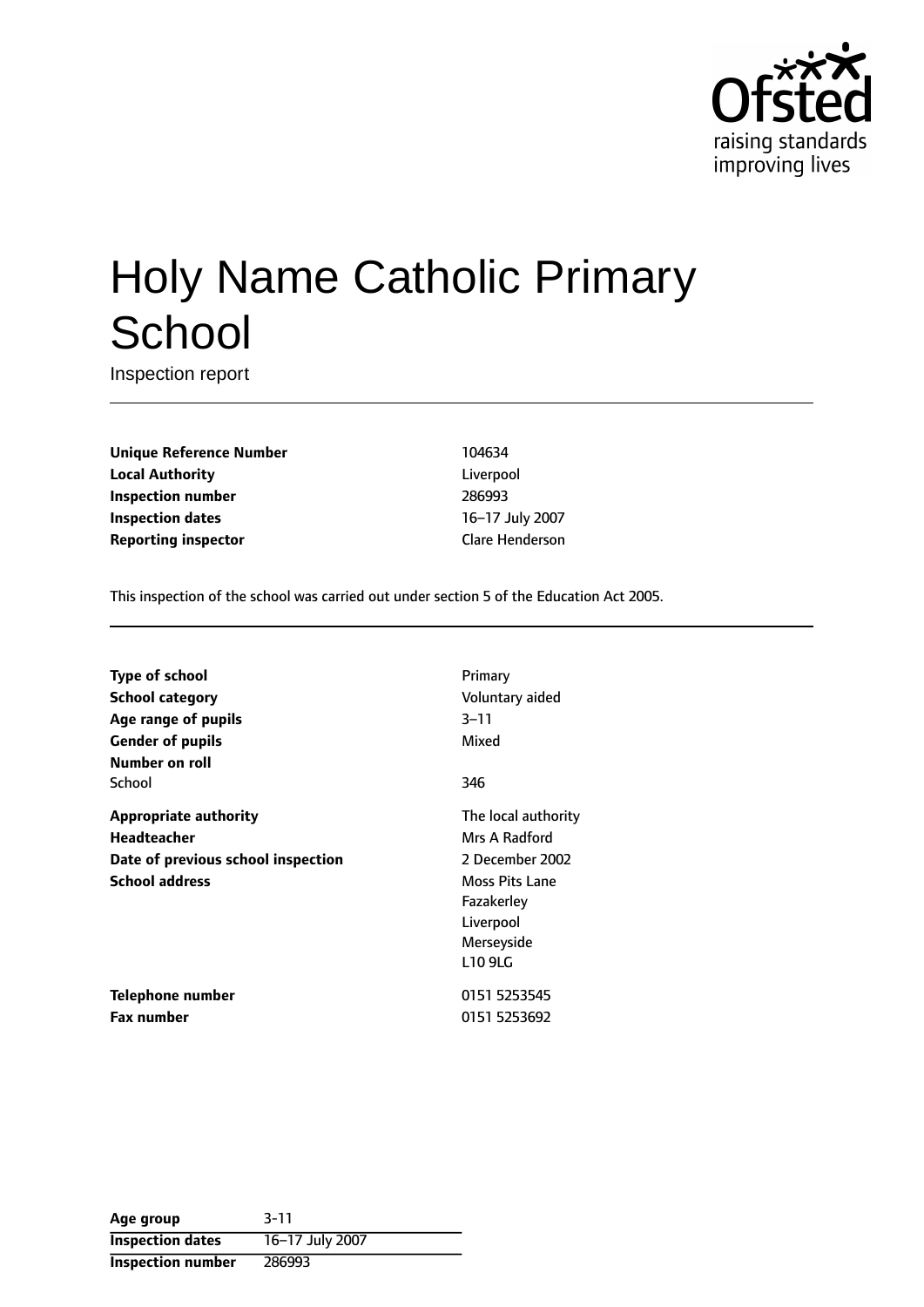# Holy Name Catholic Primary School

Inspection report

| | |
|---|---|
| **Unique Reference Number** | 104634 |
| **Local Authority** | Liverpool |
| **Inspection number** | 286993 |
| **Inspection dates** | 16–17 July 2007 |
| **Reporting inspector** | Clare Henderson |

This inspection of the school was carried out under section 5 of the Education Act 2005.

| | |
|---|---|
| **Type of school** | Primary |
| **School category** | Voluntary aided |
| **Age range of pupils** | 3–11 |
| **Gender of pupils** | Mixed |
| **Number on roll** | |
| School | 346 |
| **Appropriate authority** | The local authority |
| **Headteacher** | Mrs A Radford |
| **Date of previous school inspection** | 2 December 2002 |
| **School address** | Moss Pits Lane<br>Fazakerley<br>Liverpool<br>Merseyside<br>L10 9LG |
| **Telephone number** | 0151 5253545 |
| **Fax number** | 0151 5253692 |

| | |
|---|---|
| **Age group** | 3-11 |
| **Inspection dates** | 16–17 July 2007 |
| **Inspection number** | 286993 |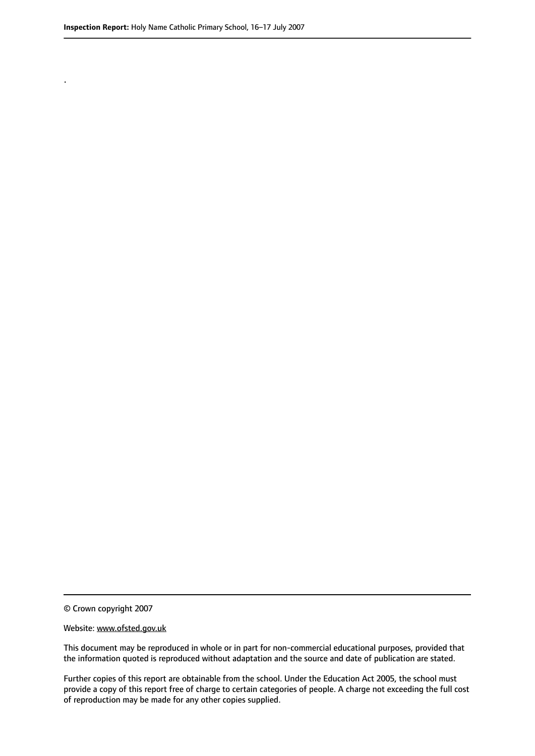.

© Crown copyright 2007

Website: www.ofsted.gov.uk

This document may be reproduced in whole or in part for non-commercial educational purposes, provided that the information quoted is reproduced without adaptation and the source and date of publication are stated.

Further copies of this report are obtainable from the school. Under the Education Act 2005, the school must provide a copy of this report free of charge to certain categories of people. A charge not exceeding the full cost of reproduction may be made for any other copies supplied.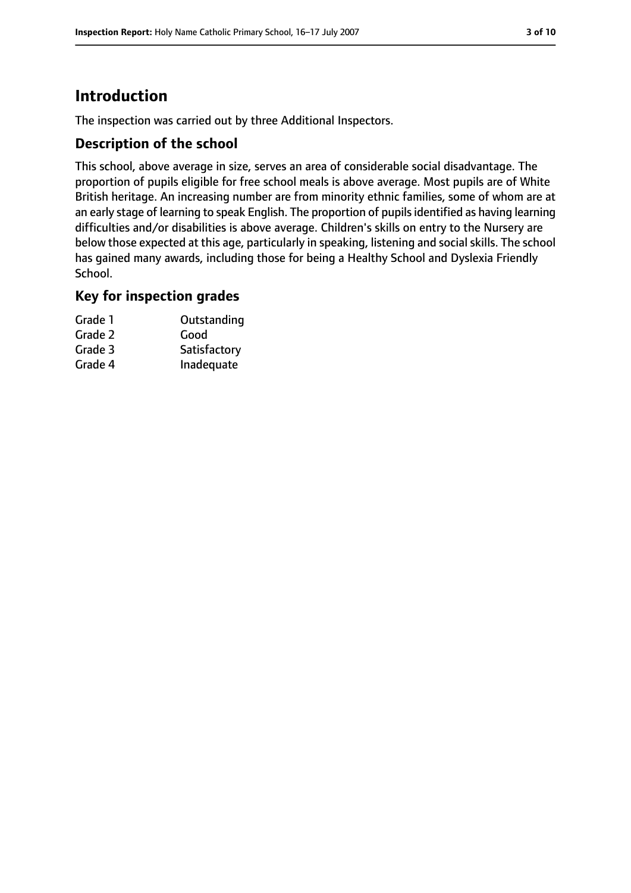# Introduction

The inspection was carried out by three Additional Inspectors.

## Description of the school

This school, above average in size, serves an area of considerable social disadvantage. The proportion of pupils eligible for free school meals is above average. Most pupils are of White British heritage. An increasing number are from minority ethnic families, some of whom are at an early stage of learning to speak English. The proportion of pupils identified as having learning difficulties and/or disabilities is above average. Children's skills on entry to the Nursery are below those expected at this age, particularly in speaking, listening and social skills. The school has gained many awards, including those for being a Healthy School and Dyslexia Friendly School.

## Key for inspection grades

| | |
|---|---|
| Grade 1 | Outstanding |
| Grade 2 | Good |
| Grade 3 | Satisfactory |
| Grade 4 | Inadequate |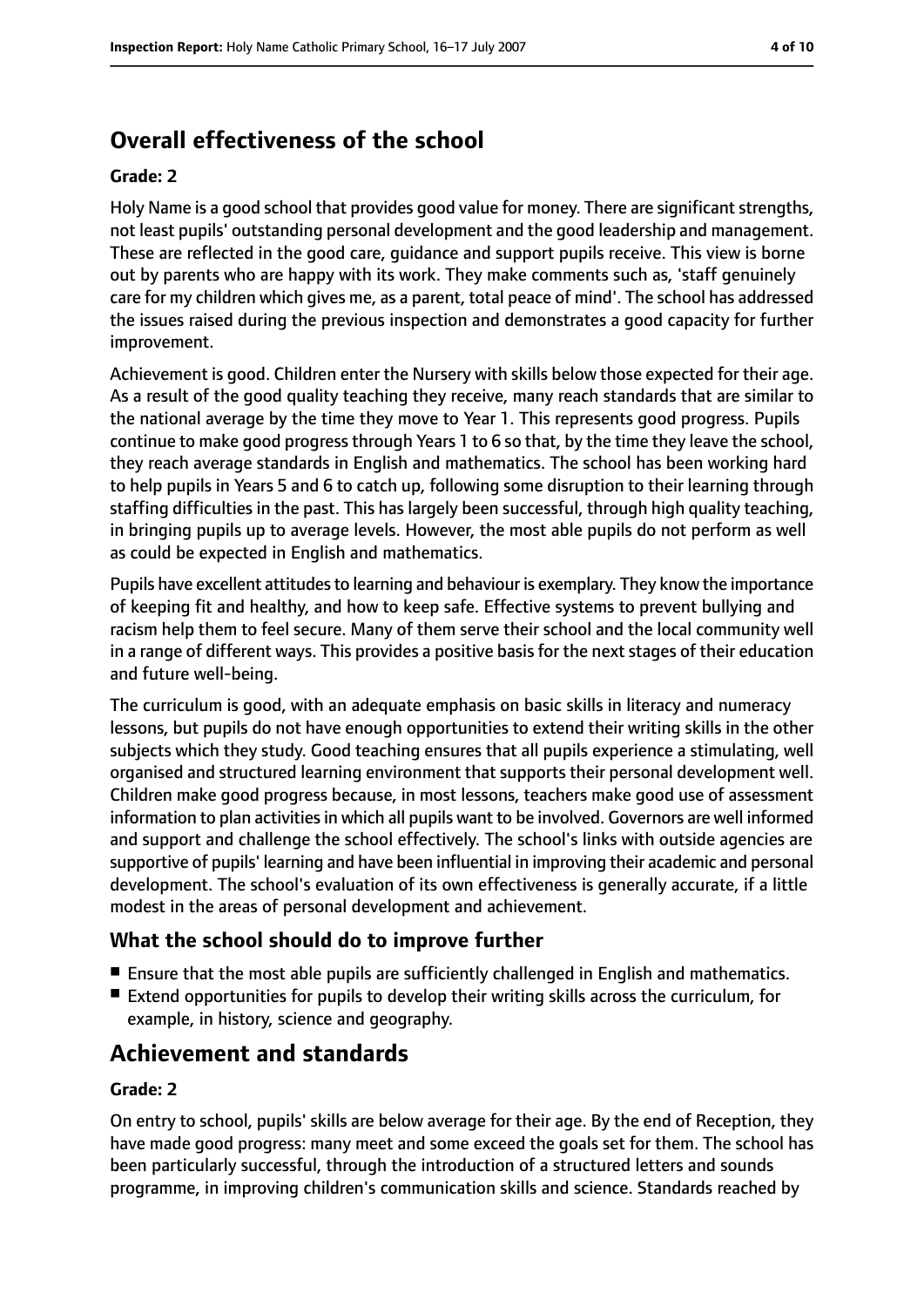## Overall effectiveness of the school

**Grade: 2**

Holy Name is a good school that provides good value for money. There are significant strengths, not least pupils' outstanding personal development and the good leadership and management. These are reflected in the good care, guidance and support pupils receive. This view is borne out by parents who are happy with its work. They make comments such as, 'staff genuinely care for my children which gives me, as a parent, total peace of mind'. The school has addressed the issues raised during the previous inspection and demonstrates a good capacity for further improvement.

Achievement is good. Children enter the Nursery with skills below those expected for their age. As a result of the good quality teaching they receive, many reach standards that are similar to the national average by the time they move to Year 1. This represents good progress. Pupils continue to make good progress through Years 1 to 6 so that, by the time they leave the school, they reach average standards in English and mathematics. The school has been working hard to help pupils in Years 5 and 6 to catch up, following some disruption to their learning through staffing difficulties in the past. This has largely been successful, through high quality teaching, in bringing pupils up to average levels. However, the most able pupils do not perform as well as could be expected in English and mathematics.

Pupils have excellent attitudes to learning and behaviour is exemplary. They know the importance of keeping fit and healthy, and how to keep safe. Effective systems to prevent bullying and racism help them to feel secure. Many of them serve their school and the local community well in a range of different ways. This provides a positive basis for the next stages of their education and future well-being.

The curriculum is good, with an adequate emphasis on basic skills in literacy and numeracy lessons, but pupils do not have enough opportunities to extend their writing skills in the other subjects which they study. Good teaching ensures that all pupils experience a stimulating, well organised and structured learning environment that supports their personal development well. Children make good progress because, in most lessons, teachers make good use of assessment information to plan activities in which all pupils want to be involved. Governors are well informed and support and challenge the school effectively. The school's links with outside agencies are supportive of pupils' learning and have been influential in improving their academic and personal development. The school's evaluation of its own effectiveness is generally accurate, if a little modest in the areas of personal development and achievement.

### What the school should do to improve further

- Ensure that the most able pupils are sufficiently challenged in English and mathematics.
- Extend opportunities for pupils to develop their writing skills across the curriculum, for example, in history, science and geography.

## Achievement and standards

**Grade: 2**

On entry to school, pupils' skills are below average for their age. By the end of Reception, they have made good progress: many meet and some exceed the goals set for them. The school has been particularly successful, through the introduction of a structured letters and sounds programme, in improving children's communication skills and science. Standards reached by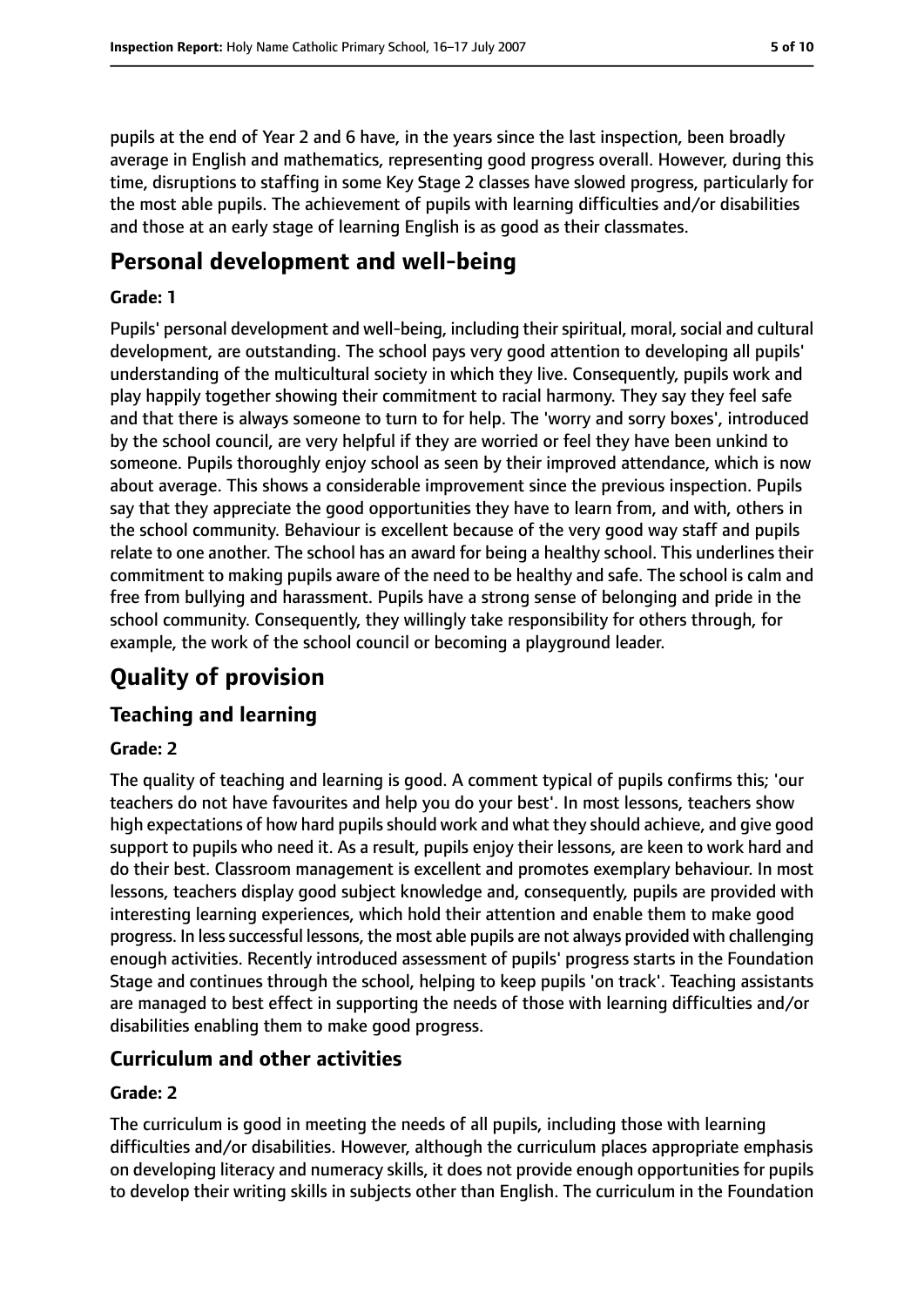pupils at the end of Year 2 and 6 have, in the years since the last inspection, been broadly average in English and mathematics, representing good progress overall. However, during this time, disruptions to staffing in some Key Stage 2 classes have slowed progress, particularly for the most able pupils. The achievement of pupils with learning difficulties and/or disabilities and those at an early stage of learning English is as good as their classmates.

## Personal development and well-being

**Grade: 1**

Pupils' personal development and well-being, including their spiritual, moral, social and cultural development, are outstanding. The school pays very good attention to developing all pupils' understanding of the multicultural society in which they live. Consequently, pupils work and play happily together showing their commitment to racial harmony. They say they feel safe and that there is always someone to turn to for help. The 'worry and sorry boxes', introduced by the school council, are very helpful if they are worried or feel they have been unkind to someone. Pupils thoroughly enjoy school as seen by their improved attendance, which is now about average. This shows a considerable improvement since the previous inspection. Pupils say that they appreciate the good opportunities they have to learn from, and with, others in the school community. Behaviour is excellent because of the very good way staff and pupils relate to one another. The school has an award for being a healthy school. This underlines their commitment to making pupils aware of the need to be healthy and safe. The school is calm and free from bullying and harassment. Pupils have a strong sense of belonging and pride in the school community. Consequently, they willingly take responsibility for others through, for example, the work of the school council or becoming a playground leader.

## Quality of provision

### Teaching and learning

**Grade: 2**

The quality of teaching and learning is good. A comment typical of pupils confirms this; 'our teachers do not have favourites and help you do your best'. In most lessons, teachers show high expectations of how hard pupils should work and what they should achieve, and give good support to pupils who need it. As a result, pupils enjoy their lessons, are keen to work hard and do their best. Classroom management is excellent and promotes exemplary behaviour. In most lessons, teachers display good subject knowledge and, consequently, pupils are provided with interesting learning experiences, which hold their attention and enable them to make good progress. In less successful lessons, the most able pupils are not always provided with challenging enough activities. Recently introduced assessment of pupils' progress starts in the Foundation Stage and continues through the school, helping to keep pupils 'on track'. Teaching assistants are managed to best effect in supporting the needs of those with learning difficulties and/or disabilities enabling them to make good progress.

### Curriculum and other activities

**Grade: 2**

The curriculum is good in meeting the needs of all pupils, including those with learning difficulties and/or disabilities. However, although the curriculum places appropriate emphasis on developing literacy and numeracy skills, it does not provide enough opportunities for pupils to develop their writing skills in subjects other than English. The curriculum in the Foundation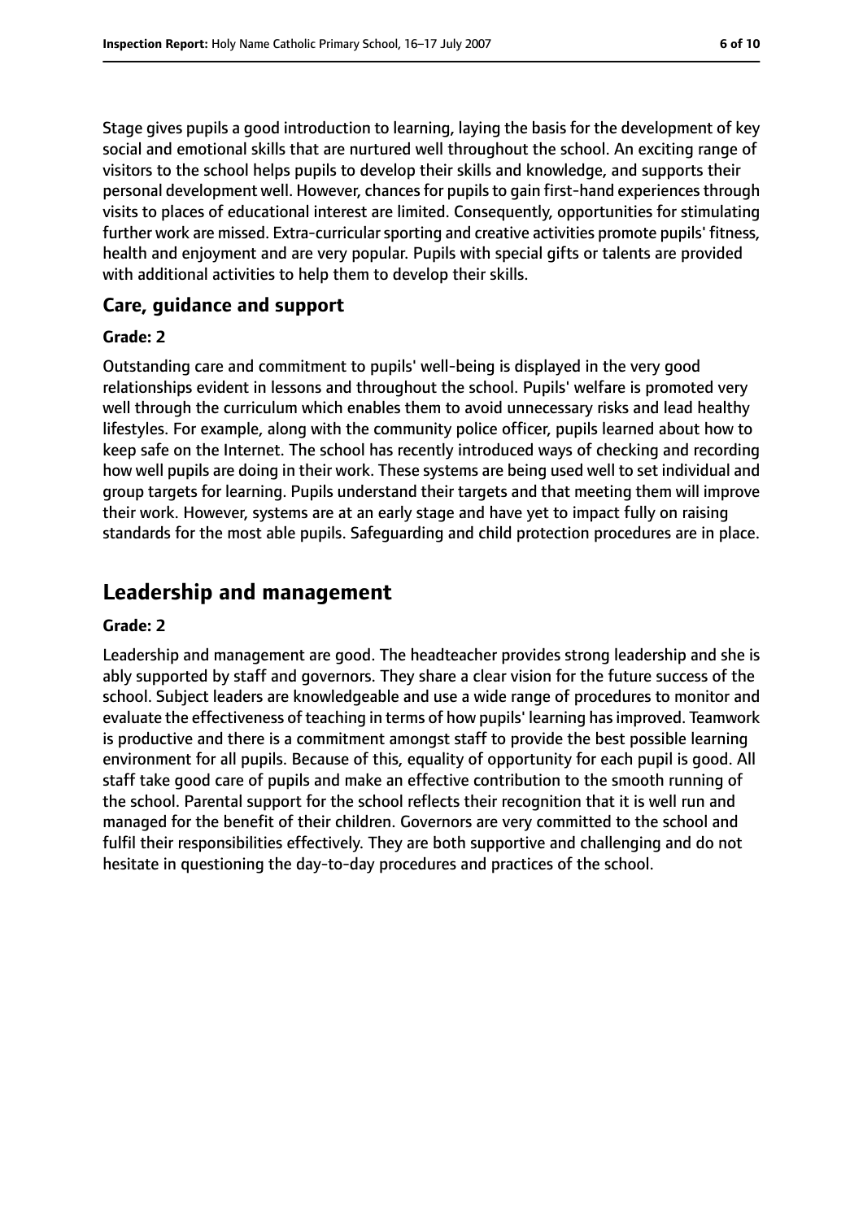Stage gives pupils a good introduction to learning, laying the basis for the development of key social and emotional skills that are nurtured well throughout the school. An exciting range of visitors to the school helps pupils to develop their skills and knowledge, and supports their personal development well. However, chances for pupils to gain first-hand experiences through visits to places of educational interest are limited. Consequently, opportunities for stimulating further work are missed. Extra-curricular sporting and creative activities promote pupils' fitness, health and enjoyment and are very popular. Pupils with special gifts or talents are provided with additional activities to help them to develop their skills.

### Care, guidance and support

#### Grade: 2

Outstanding care and commitment to pupils' well-being is displayed in the very good relationships evident in lessons and throughout the school. Pupils' welfare is promoted very well through the curriculum which enables them to avoid unnecessary risks and lead healthy lifestyles. For example, along with the community police officer, pupils learned about how to keep safe on the Internet. The school has recently introduced ways of checking and recording how well pupils are doing in their work. These systems are being used well to set individual and group targets for learning. Pupils understand their targets and that meeting them will improve their work. However, systems are at an early stage and have yet to impact fully on raising standards for the most able pupils. Safeguarding and child protection procedures are in place.

## Leadership and management

#### Grade: 2

Leadership and management are good. The headteacher provides strong leadership and she is ably supported by staff and governors. They share a clear vision for the future success of the school. Subject leaders are knowledgeable and use a wide range of procedures to monitor and evaluate the effectiveness of teaching in terms of how pupils' learning has improved. Teamwork is productive and there is a commitment amongst staff to provide the best possible learning environment for all pupils. Because of this, equality of opportunity for each pupil is good. All staff take good care of pupils and make an effective contribution to the smooth running of the school. Parental support for the school reflects their recognition that it is well run and managed for the benefit of their children. Governors are very committed to the school and fulfil their responsibilities effectively. They are both supportive and challenging and do not hesitate in questioning the day-to-day procedures and practices of the school.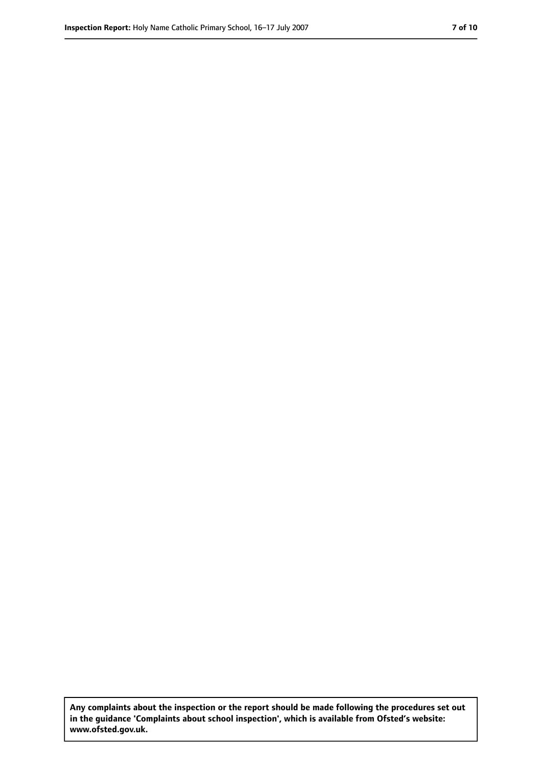**Any complaints about the inspection or the report should be made following the procedures set out in the guidance 'Complaints about school inspection', which is available from Ofsted's website: www.ofsted.gov.uk.**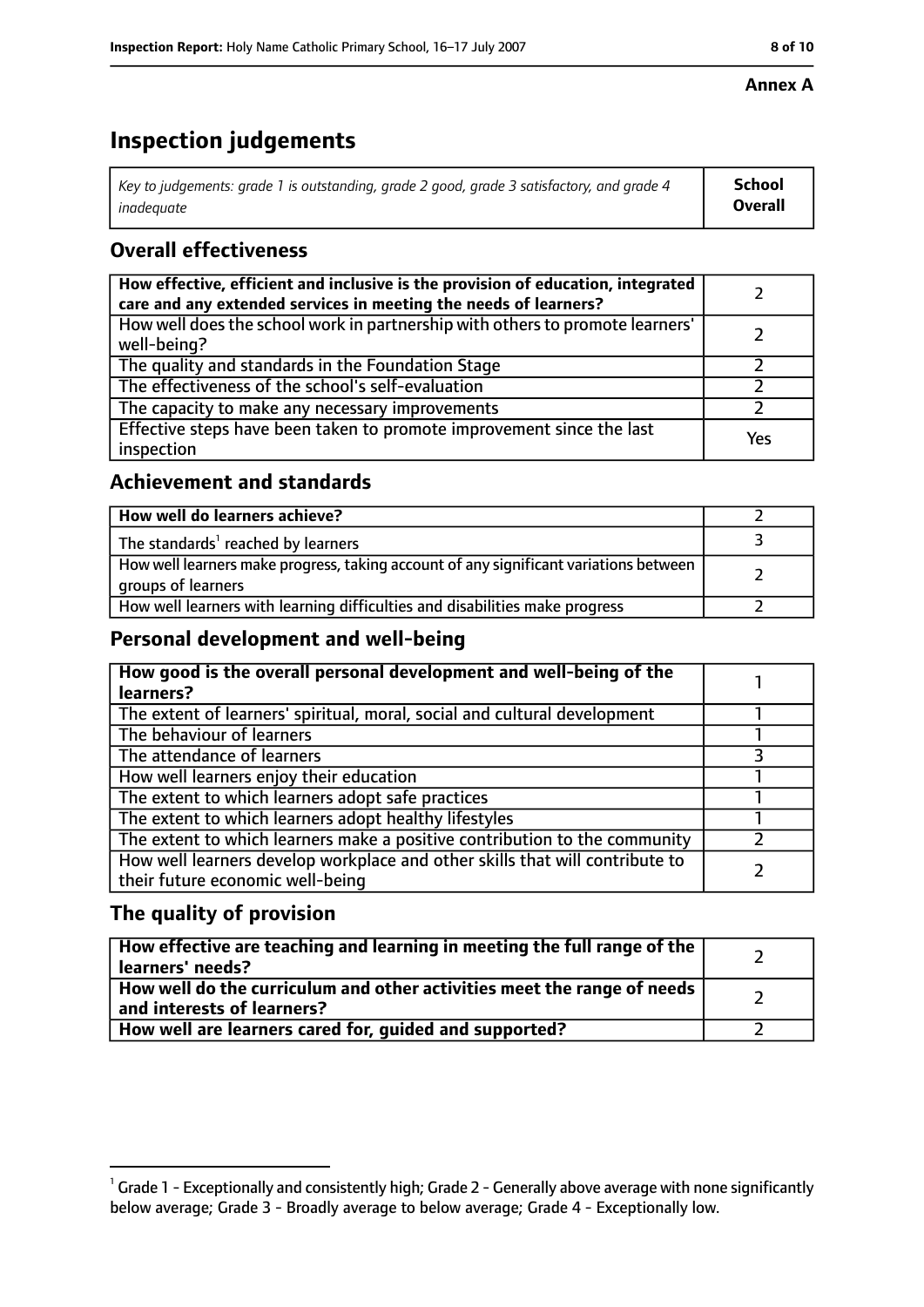**Annex A**

# Inspection judgements

| *Key to judgements: grade 1 is outstanding, grade 2 good, grade 3 satisfactory, and grade 4 inadequate* | **School Overall** |
|---|---|

## Overall effectiveness

| | |
|---|---|
| **How effective, efficient and inclusive is the provision of education, integrated care and any extended services in meeting the needs of learners?** | 2 |
| How well does the school work in partnership with others to promote learners' well-being? | 2 |
| The quality and standards in the Foundation Stage | 2 |
| The effectiveness of the school's self-evaluation | 2 |
| The capacity to make any necessary improvements | 2 |
| Effective steps have been taken to promote improvement since the last inspection | Yes |

## Achievement and standards

| | |
|---|---|
| **How well do learners achieve?** | 2 |
| The standards[1] reached by learners | 3 |
| How well learners make progress, taking account of any significant variations between groups of learners | 2 |
| How well learners with learning difficulties and disabilities make progress | 2 |

## Personal development and well-being

| | |
|---|---|
| **How good is the overall personal development and well-being of the learners?** | 1 |
| The extent of learners' spiritual, moral, social and cultural development | 1 |
| The behaviour of learners | 1 |
| The attendance of learners | 3 |
| How well learners enjoy their education | 1 |
| The extent to which learners adopt safe practices | 1 |
| The extent to which learners adopt healthy lifestyles | 1 |
| The extent to which learners make a positive contribution to the community | 2 |
| How well learners develop workplace and other skills that will contribute to their future economic well-being | 2 |

## The quality of provision

| | |
|---|---|
| **How effective are teaching and learning in meeting the full range of the learners' needs?** | 2 |
| **How well do the curriculum and other activities meet the range of needs and interests of learners?** | 2 |
| **How well are learners cared for, guided and supported?** | 2 |

[1] Grade 1 - Exceptionally and consistently high; Grade 2 - Generally above average with none significantly below average; Grade 3 - Broadly average to below average; Grade 4 - Exceptionally low.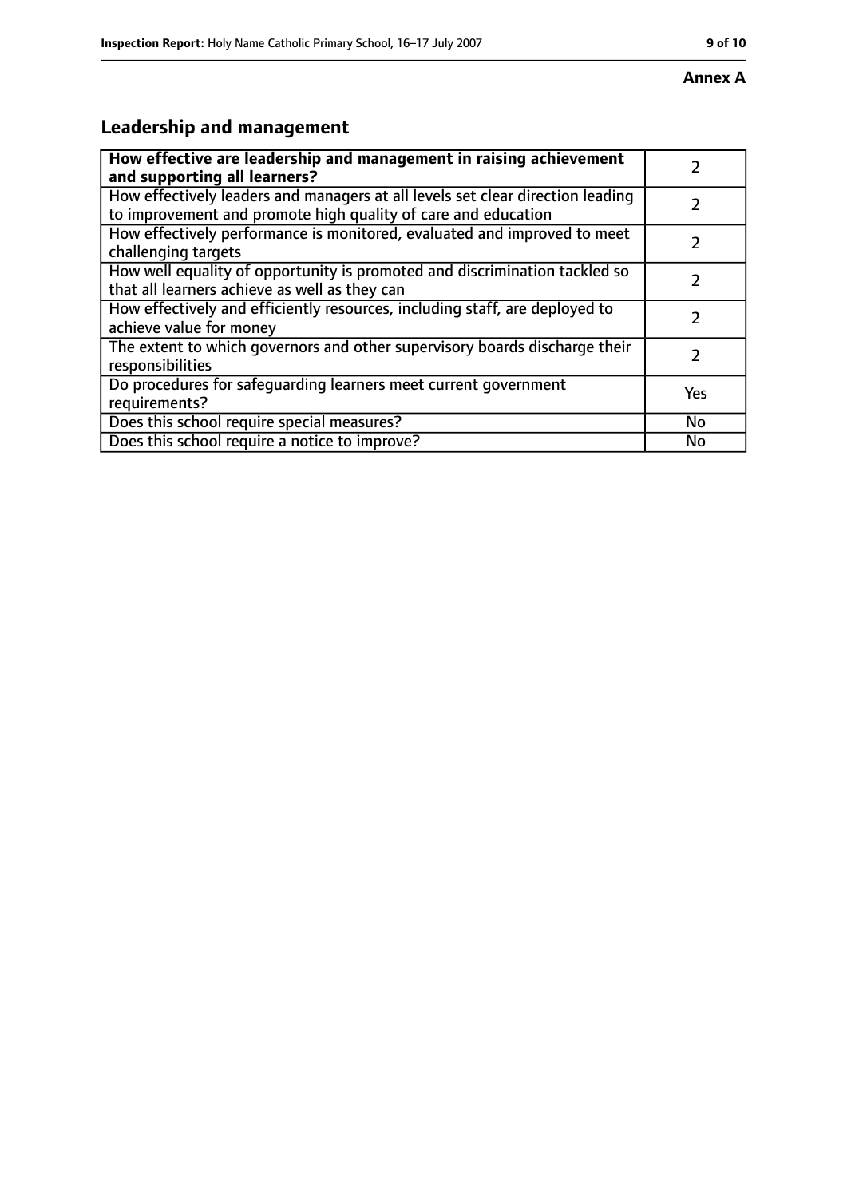**Annex A**

## Leadership and management

| **How effective are leadership and management in raising achievement and supporting all learners?** | 2 |
|---|---|
| How effectively leaders and managers at all levels set clear direction leading to improvement and promote high quality of care and education | 2 |
| How effectively performance is monitored, evaluated and improved to meet challenging targets | 2 |
| How well equality of opportunity is promoted and discrimination tackled so that all learners achieve as well as they can | 2 |
| How effectively and efficiently resources, including staff, are deployed to achieve value for money | 2 |
| The extent to which governors and other supervisory boards discharge their responsibilities | 2 |
| Do procedures for safeguarding learners meet current government requirements? | Yes |
| Does this school require special measures? | No |
| Does this school require a notice to improve? | No |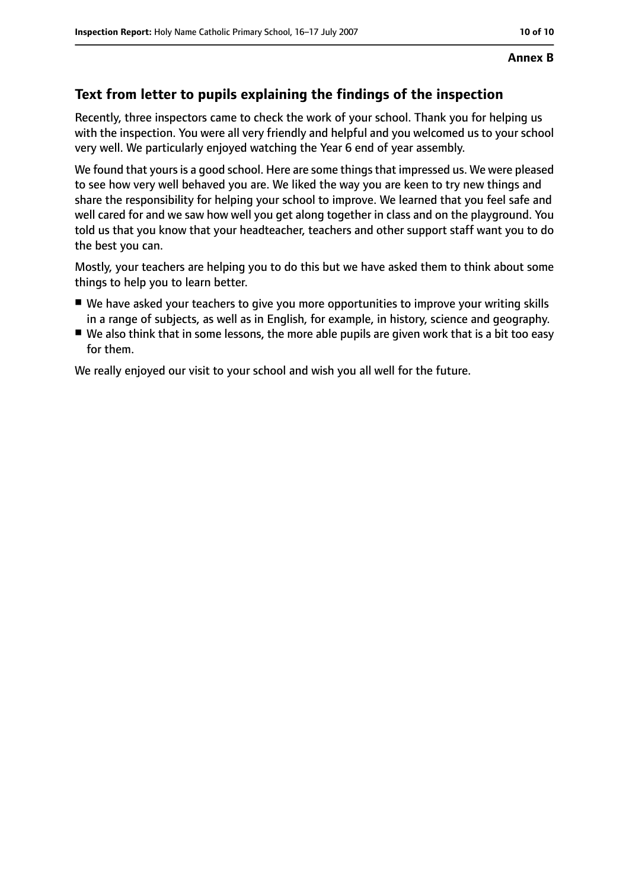**Annex B**

## Text from letter to pupils explaining the findings of the inspection

Recently, three inspectors came to check the work of your school. Thank you for helping us with the inspection. You were all very friendly and helpful and you welcomed us to your school very well. We particularly enjoyed watching the Year 6 end of year assembly.

We found that yours is a good school. Here are some things that impressed us. We were pleased to see how very well behaved you are. We liked the way you are keen to try new things and share the responsibility for helping your school to improve. We learned that you feel safe and well cared for and we saw how well you get along together in class and on the playground. You told us that you know that your headteacher, teachers and other support staff want you to do the best you can.

Mostly, your teachers are helping you to do this but we have asked them to think about some things to help you to learn better.

- We have asked your teachers to give you more opportunities to improve your writing skills in a range of subjects, as well as in English, for example, in history, science and geography.
- We also think that in some lessons, the more able pupils are given work that is a bit too easy for them.

We really enjoyed our visit to your school and wish you all well for the future.